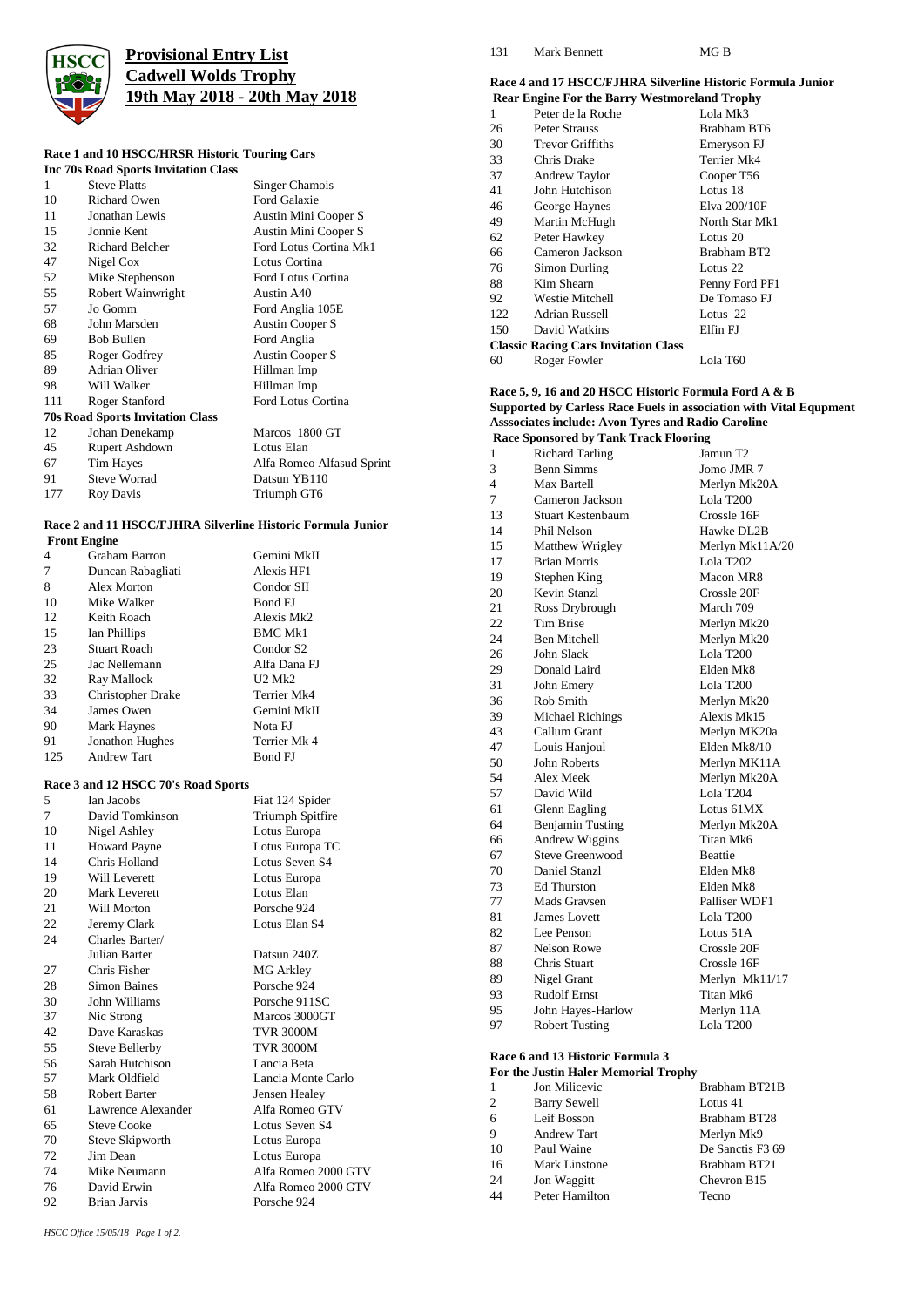# Provisional Entry List
# Cadwell Wolds Trophy
# 19th May 2018 - 20th May 2018

### Race 1 and 10 HSCC/HRSR Historic Touring Cars
**Inc 70s Road Sports Invitation Class**

| | | |
|---|---|---|
| 1 | Steve Platts | Singer Chamois |
| 10 | Richard Owen | Ford Galaxie |
| 11 | Jonathan Lewis | Austin Mini Cooper S |
| 15 | Jonnie Kent | Austin Mini Cooper S |
| 32 | Richard Belcher | Ford Lotus Cortina Mk1 |
| 47 | Nigel Cox | Lotus Cortina |
| 52 | Mike Stephenson | Ford Lotus Cortina |
| 55 | Robert Wainwright | Austin A40 |
| 57 | Jo Gomm | Ford Anglia 105E |
| 68 | John Marsden | Austin Cooper S |
| 69 | Bob Bullen | Ford Anglia |
| 85 | Roger Godfrey | Austin Cooper S |
| 89 | Adrian Oliver | Hillman Imp |
| 98 | Will Walker | Hillman Imp |
| 111 | Roger Stanford | Ford Lotus Cortina |
| **70s Road Sports Invitation Class** | | |
| 12 | Johan Denekamp | Marcos 1800 GT |
| 45 | Rupert Ashdown | Lotus Elan |
| 67 | Tim Hayes | Alfa Romeo Alfasud Sprint |
| 91 | Steve Worrad | Datsun YB110 |
| 177 | Roy Davis | Triumph GT6 |

### Race 2 and 11 HSCC/FJHRA Silverline Historic Formula Junior
**Front Engine**

| | | |
|---|---|---|
| 4 | Graham Barron | Gemini MkII |
| 7 | Duncan Rabagliati | Alexis HF1 |
| 8 | Alex Morton | Condor SII |
| 10 | Mike Walker | Bond FJ |
| 12 | Keith Roach | Alexis Mk2 |
| 15 | Ian Phillips | BMC Mk1 |
| 23 | Stuart Roach | Condor S2 |
| 25 | Jac Nellemann | Alfa Dana FJ |
| 32 | Ray Mallock | U2 Mk2 |
| 33 | Christopher Drake | Terrier Mk4 |
| 34 | James Owen | Gemini MkII |
| 90 | Mark Haynes | Nota FJ |
| 91 | Jonathon Hughes | Terrier Mk 4 |
| 125 | Andrew Tart | Bond FJ |

### Race 3 and 12 HSCC 70's Road Sports

| | | |
|---|---|---|
| 5 | Ian Jacobs | Fiat 124 Spider |
| 7 | David Tomkinson | Triumph Spitfire |
| 10 | Nigel Ashley | Lotus Europa |
| 11 | Howard Payne | Lotus Europa TC |
| 14 | Chris Holland | Lotus Seven S4 |
| 19 | Will Leverett | Lotus Europa |
| 20 | Mark Leverett | Lotus Elan |
| 21 | Will Morton | Porsche 924 |
| 22 | Jeremy Clark | Lotus Elan S4 |
| 24 | Charles Barter/ Julian Barter | Datsun 240Z |
| 27 | Chris Fisher | MG Arkley |
| 28 | Simon Baines | Porsche 924 |
| 30 | John Williams | Porsche 911SC |
| 37 | Nic Strong | Marcos 3000GT |
| 42 | Dave Karaskas | TVR 3000M |
| 55 | Steve Bellerby | TVR 3000M |
| 56 | Sarah Hutchison | Lancia Beta |
| 57 | Mark Oldfield | Lancia Monte Carlo |
| 58 | Robert Barter | Jensen Healey |
| 61 | Lawrence Alexander | Alfa Romeo GTV |
| 65 | Steve Cooke | Lotus Seven S4 |
| 70 | Steve Skipworth | Lotus Europa |
| 72 | Jim Dean | Lotus Europa |
| 74 | Mike Neumann | Alfa Romeo 2000 GTV |
| 76 | David Erwin | Alfa Romeo 2000 GTV |
| 92 | Brian Jarvis | Porsche 924 |
| 131 | Mark Bennett | MG B |

### Race 4 and 17 HSCC/FJHRA Silverline Historic Formula Junior
**Rear Engine For the Barry Westmoreland Trophy**

| | | |
|---|---|---|
| 1 | Peter de la Roche | Lola Mk3 |
| 26 | Peter Strauss | Brabham BT6 |
| 30 | Trevor Griffiths | Emeryson FJ |
| 33 | Chris Drake | Terrier Mk4 |
| 37 | Andrew Taylor | Cooper T56 |
| 41 | John Hutchison | Lotus 18 |
| 46 | George Haynes | Elva 200/10F |
| 49 | Martin McHugh | North Star Mk1 |
| 62 | Peter Hawkey | Lotus 20 |
| 66 | Cameron Jackson | Brabham BT2 |
| 76 | Simon Durling | Lotus 22 |
| 88 | Kim Shearn | Penny Ford PF1 |
| 92 | Westie Mitchell | De Tomaso FJ |
| 122 | Adrian Russell | Lotus 22 |
| 150 | David Watkins | Elfin FJ |
| **Classic Racing Cars Invitation Class** | | |
| 60 | Roger Fowler | Lola T60 |

### Race 5, 9, 16 and 20 HSCC Historic Formula Ford A & B
**Supported by Carless Race Fuels in association with Vital Equpment**
**Asssociates include: Avon Tyres and Radio Caroline**
**Race Sponsored by Tank Track Flooring**

| | | |
|---|---|---|
| 1 | Richard Tarling | Jamun T2 |
| 3 | Benn Simms | Jomo JMR 7 |
| 4 | Max Bartell | Merlyn Mk20A |
| 7 | Cameron Jackson | Lola T200 |
| 13 | Stuart Kestenbaum | Crossle 16F |
| 14 | Phil Nelson | Hawke DL2B |
| 15 | Matthew Wrigley | Merlyn Mk11A/20 |
| 17 | Brian Morris | Lola T202 |
| 19 | Stephen King | Macon MR8 |
| 20 | Kevin Stanzl | Crossle 20F |
| 21 | Ross Drybrough | March 709 |
| 22 | Tim Brise | Merlyn Mk20 |
| 24 | Ben Mitchell | Merlyn Mk20 |
| 26 | John Slack | Lola T200 |
| 29 | Donald Laird | Elden Mk8 |
| 31 | John Emery | Lola T200 |
| 36 | Rob Smith | Merlyn Mk20 |
| 39 | Michael Richings | Alexis Mk15 |
| 43 | Callum Grant | Merlyn MK20a |
| 47 | Louis Hanjoul | Elden Mk8/10 |
| 50 | John Roberts | Merlyn MK11A |
| 54 | Alex Meek | Merlyn Mk20A |
| 57 | David Wild | Lola T204 |
| 61 | Glenn Eagling | Lotus 61MX |
| 64 | Benjamin Tusting | Merlyn Mk20A |
| 66 | Andrew Wiggins | Titan Mk6 |
| 67 | Steve Greenwood | Beattie |
| 70 | Daniel Stanzl | Elden Mk8 |
| 73 | Ed Thurston | Elden Mk8 |
| 77 | Mads Gravsen | Palliser WDF1 |
| 81 | James Lovett | Lola T200 |
| 82 | Lee Penson | Lotus 51A |
| 87 | Nelson Rowe | Crossle 20F |
| 88 | Chris Stuart | Crossle 16F |
| 89 | Nigel Grant | Merlyn Mk11/17 |
| 93 | Rudolf Ernst | Titan Mk6 |
| 95 | John Hayes-Harlow | Merlyn 11A |
| 97 | Robert Tusting | Lola T200 |

### Race 6 and 13 Historic Formula 3
**For the Justin Haler Memorial Trophy**

| | | |
|---|---|---|
| 1 | Jon Milicevic | Brabham BT21B |
| 2 | Barry Sewell | Lotus 41 |
| 6 | Leif Bosson | Brabham BT28 |
| 9 | Andrew Tart | Merlyn Mk9 |
| 10 | Paul Waine | De Sanctis F3 69 |
| 16 | Mark Linstone | Brabham BT21 |
| 24 | Jon Waggitt | Chevron B15 |
| 44 | Peter Hamilton | Tecno |

*HSCC Office 15/05/18*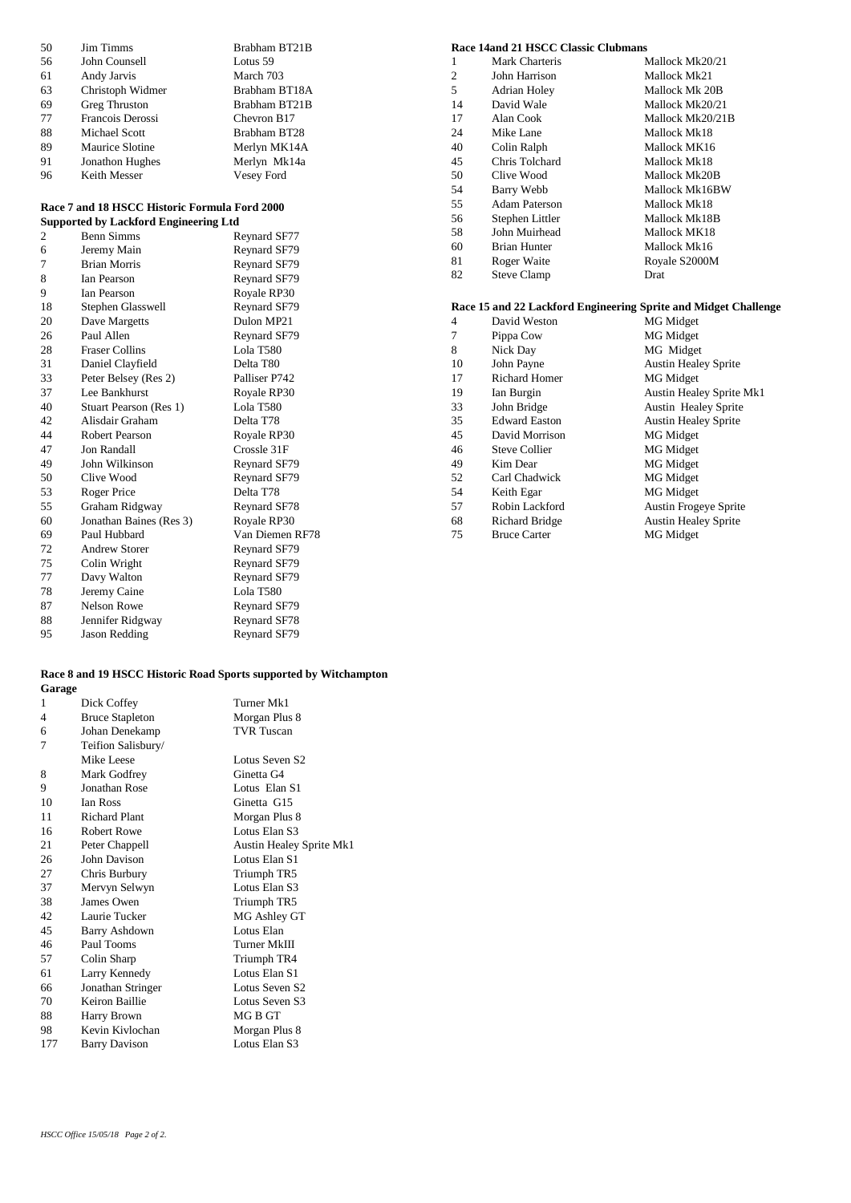| | | |
|---|---|---|
| 50 | Jim Timms | Brabham BT21B |
| 56 | John Counsell | Lotus 59 |
| 61 | Andy Jarvis | March 703 |
| 63 | Christoph Widmer | Brabham BT18A |
| 69 | Greg Thruston | Brabham BT21B |
| 77 | Francois Derossi | Chevron B17 |
| 88 | Michael Scott | Brabham BT28 |
| 89 | Maurice Slotine | Merlyn MK14A |
| 91 | Jonathon Hughes | Merlyn Mk14a |
| 96 | Keith Messer | Vesey Ford |

**Race 7 and 18 HSCC Historic Formula Ford 2000**
**Supported by Lackford Engineering Ltd**

| | | |
|---|---|---|
| 2 | Benn Simms | Reynard SF77 |
| 6 | Jeremy Main | Reynard SF79 |
| 7 | Brian Morris | Reynard SF79 |
| 8 | Ian Pearson | Reynard SF79 |
| 9 | Ian Pearson | Royale RP30 |
| 18 | Stephen Glasswell | Reynard SF79 |
| 20 | Dave Margetts | Dulon MP21 |
| 26 | Paul Allen | Reynard SF79 |
| 28 | Fraser Collins | Lola T580 |
| 31 | Daniel Clayfield | Delta T80 |
| 33 | Peter Belsey (Res 2) | Palliser P742 |
| 37 | Lee Bankhurst | Royale RP30 |
| 40 | Stuart Pearson (Res 1) | Lola T580 |
| 42 | Alisdair Graham | Delta T78 |
| 44 | Robert Pearson | Royale RP30 |
| 47 | Jon Randall | Crossle 31F |
| 49 | John Wilkinson | Reynard SF79 |
| 50 | Clive Wood | Reynard SF79 |
| 53 | Roger Price | Delta T78 |
| 55 | Graham Ridgway | Reynard SF78 |
| 60 | Jonathan Baines (Res 3) | Royale RP30 |
| 69 | Paul Hubbard | Van Diemen RF78 |
| 72 | Andrew Storer | Reynard SF79 |
| 75 | Colin Wright | Reynard SF79 |
| 77 | Davy Walton | Reynard SF79 |
| 78 | Jeremy Caine | Lola T580 |
| 87 | Nelson Rowe | Reynard SF79 |
| 88 | Jennifer Ridgway | Reynard SF78 |
| 95 | Jason Redding | Reynard SF79 |

**Race 8 and 19 HSCC Historic Road Sports supported by Witchampton Garage**

| | | |
|---|---|---|
| 1 | Dick Coffey | Turner Mk1 |
| 4 | Bruce Stapleton | Morgan Plus 8 |
| 6 | Johan Denekamp | TVR Tuscan |
| 7 | Teifion Salisbury/ Mike Leese | Lotus Seven S2 |
| 8 | Mark Godfrey | Ginetta G4 |
| 9 | Jonathan Rose | Lotus Elan S1 |
| 10 | Ian Ross | Ginetta G15 |
| 11 | Richard Plant | Morgan Plus 8 |
| 16 | Robert Rowe | Lotus Elan S3 |
| 21 | Peter Chappell | Austin Healey Sprite Mk1 |
| 26 | John Davison | Lotus Elan S1 |
| 27 | Chris Burbury | Triumph TR5 |
| 37 | Mervyn Selwyn | Lotus Elan S3 |
| 38 | James Owen | Triumph TR5 |
| 42 | Laurie Tucker | MG Ashley GT |
| 45 | Barry Ashdown | Lotus Elan |
| 46 | Paul Tooms | Turner MkIII |
| 57 | Colin Sharp | Triumph TR4 |
| 61 | Larry Kennedy | Lotus Elan S1 |
| 66 | Jonathan Stringer | Lotus Seven S2 |
| 70 | Keiron Baillie | Lotus Seven S3 |
| 88 | Harry Brown | MG B GT |
| 98 | Kevin Kivlochan | Morgan Plus 8 |
| 177 | Barry Davison | Lotus Elan S3 |

**Race 14and 21 HSCC Classic Clubmans**

| | | |
|---|---|---|
| 1 | Mark Charteris | Mallock Mk20/21 |
| 2 | John Harrison | Mallock Mk21 |
| 5 | Adrian Holey | Mallock Mk 20B |
| 14 | David Wale | Mallock Mk20/21 |
| 17 | Alan Cook | Mallock Mk20/21B |
| 24 | Mike Lane | Mallock Mk18 |
| 40 | Colin Ralph | Mallock MK16 |
| 45 | Chris Tolchard | Mallock Mk18 |
| 50 | Clive Wood | Mallock Mk20B |
| 54 | Barry Webb | Mallock Mk16BW |
| 55 | Adam Paterson | Mallock Mk18 |
| 56 | Stephen Littler | Mallock Mk18B |
| 58 | John Muirhead | Mallock MK18 |
| 60 | Brian Hunter | Mallock Mk16 |
| 81 | Roger Waite | Royale S2000M |
| 82 | Steve Clamp | Drat |

**Race 15 and 22 Lackford Engineering Sprite and Midget Challenge**

| | | |
|---|---|---|
| 4 | David Weston | MG Midget |
| 7 | Pippa Cow | MG Midget |
| 8 | Nick Day | MG Midget |
| 10 | John Payne | Austin Healey Sprite |
| 17 | Richard Homer | MG Midget |
| 19 | Ian Burgin | Austin Healey Sprite Mk1 |
| 33 | John Bridge | Austin Healey Sprite |
| 35 | Edward Easton | Austin Healey Sprite |
| 45 | David Morrison | MG Midget |
| 46 | Steve Collier | MG Midget |
| 49 | Kim Dear | MG Midget |
| 52 | Carl Chadwick | MG Midget |
| 54 | Keith Egar | MG Midget |
| 57 | Robin Lackford | Austin Frogeye Sprite |
| 68 | Richard Bridge | Austin Healey Sprite |
| 75 | Bruce Carter | MG Midget |

*HSCC Office 15/05/18*